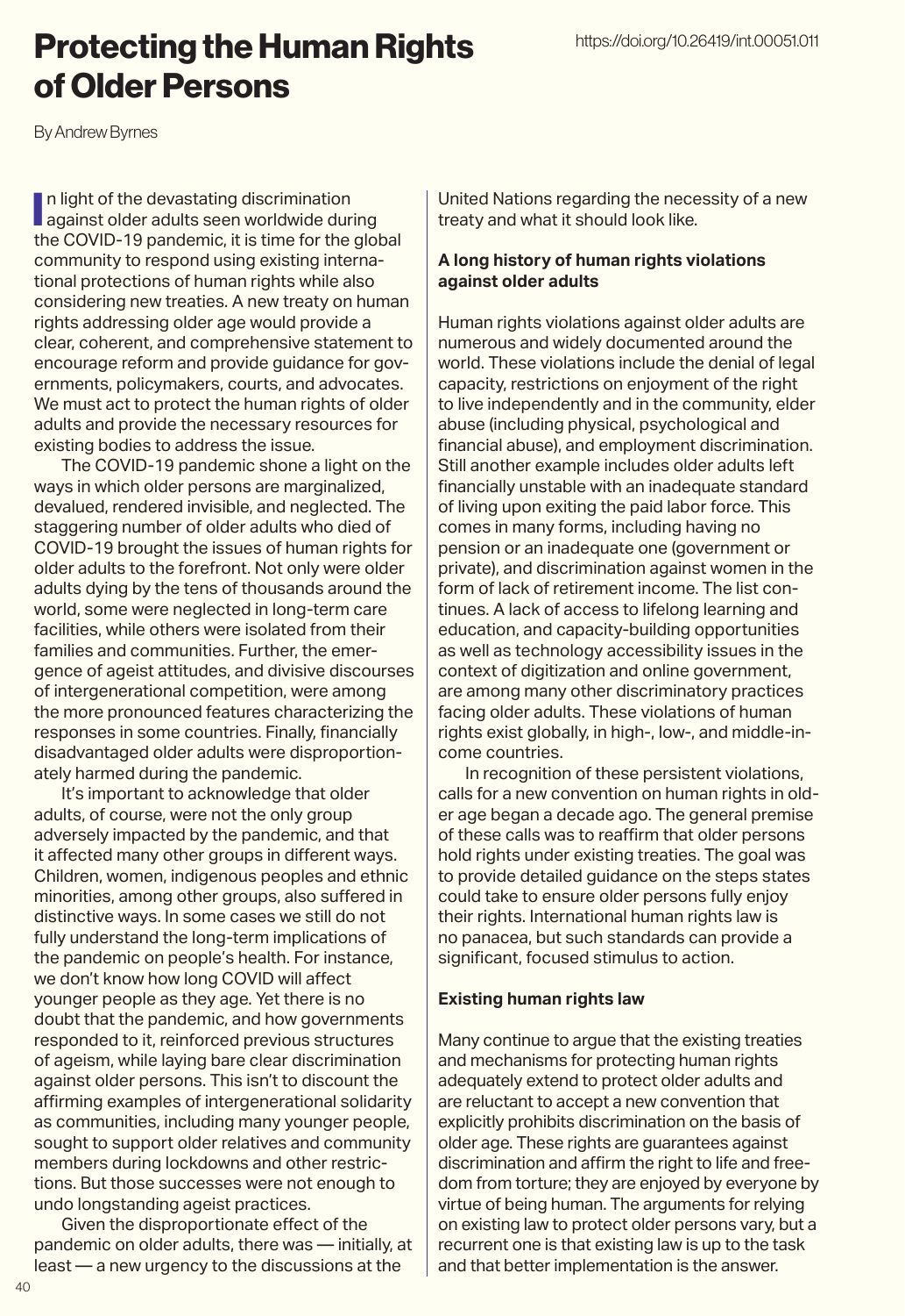# Protecting the Human Rights of Older Persons

https://doi.org/10.26419/int.00051.011

By Andrew Byrnes

In light of the devastating discrimination against older adults seen worldwide during the COVID-19 pandemic, it is time for the global community to respond using existing international protections of human rights while also considering new treaties. A new treaty on human rights addressing older age would provide a clear, coherent, and comprehensive statement to encourage reform and provide guidance for governments, policymakers, courts, and advocates. We must act to protect the human rights of older adults and provide the necessary resources for existing bodies to address the issue.

The COVID-19 pandemic shone a light on the ways in which older persons are marginalized, devalued, rendered invisible, and neglected. The staggering number of older adults who died of COVID-19 brought the issues of human rights for older adults to the forefront. Not only were older adults dying by the tens of thousands around the world, some were neglected in long-term care facilities, while others were isolated from their families and communities. Further, the emergence of ageist attitudes, and divisive discourses of intergenerational competition, were among the more pronounced features characterizing the responses in some countries. Finally, financially disadvantaged older adults were disproportionately harmed during the pandemic.

It's important to acknowledge that older adults, of course, were not the only group adversely impacted by the pandemic, and that it affected many other groups in different ways. Children, women, indigenous peoples and ethnic minorities, among other groups, also suffered in distinctive ways. In some cases we still do not fully understand the long-term implications of the pandemic on people's health. For instance, we don't know how long COVID will affect younger people as they age. Yet there is no doubt that the pandemic, and how governments responded to it, reinforced previous structures of ageism, while laying bare clear discrimination against older persons. This isn't to discount the affirming examples of intergenerational solidarity as communities, including many younger people, sought to support older relatives and community members during lockdowns and other restrictions. But those successes were not enough to undo longstanding ageist practices.

Given the disproportionate effect of the pandemic on older adults, there was — initially, at least — a new urgency to the discussions at the United Nations regarding the necessity of a new treaty and what it should look like.

**A long history of human rights violations against older adults**

Human rights violations against older adults are numerous and widely documented around the world. These violations include the denial of legal capacity, restrictions on enjoyment of the right to live independently and in the community, elder abuse (including physical, psychological and financial abuse), and employment discrimination. Still another example includes older adults left financially unstable with an inadequate standard of living upon exiting the paid labor force. This comes in many forms, including having no pension or an inadequate one (government or private), and discrimination against women in the form of lack of retirement income. The list continues. A lack of access to lifelong learning and education, and capacity-building opportunities as well as technology accessibility issues in the context of digitization and online government, are among many other discriminatory practices facing older adults. These violations of human rights exist globally, in high-, low-, and middle-income countries.

In recognition of these persistent violations, calls for a new convention on human rights in older age began a decade ago. The general premise of these calls was to reaffirm that older persons hold rights under existing treaties. The goal was to provide detailed guidance on the steps states could take to ensure older persons fully enjoy their rights. International human rights law is no panacea, but such standards can provide a significant, focused stimulus to action.

**Existing human rights law**

Many continue to argue that the existing treaties and mechanisms for protecting human rights adequately extend to protect older adults and are reluctant to accept a new convention that explicitly prohibits discrimination on the basis of older age. These rights are guarantees against discrimination and affirm the right to life and freedom from torture; they are enjoyed by everyone by virtue of being human. The arguments for relying on existing law to protect older persons vary, but a recurrent one is that existing law is up to the task and that better implementation is the answer.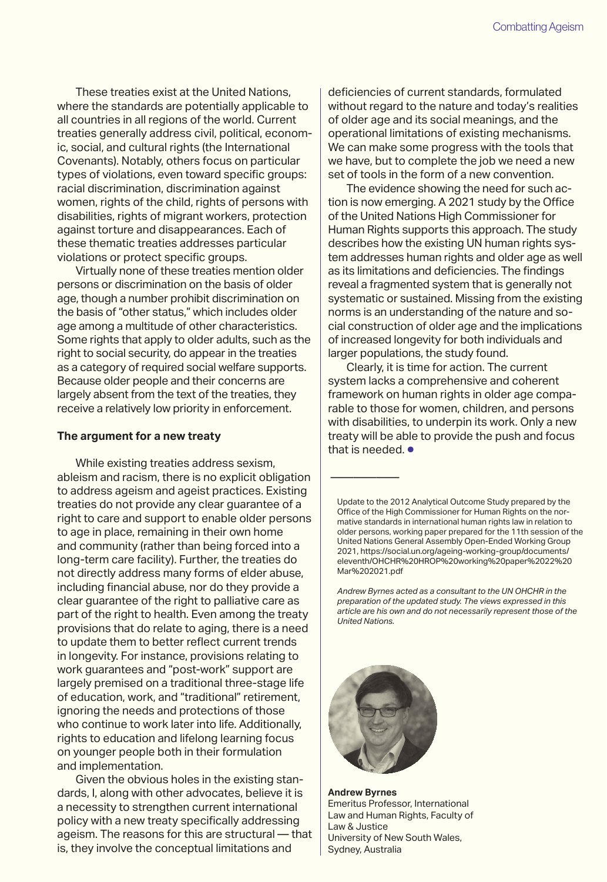These treaties exist at the United Nations, where the standards are potentially applicable to all countries in all regions of the world. Current treaties generally address civil, political, economic, social, and cultural rights (the International Covenants). Notably, others focus on particular types of violations, even toward specific groups: racial discrimination, discrimination against women, rights of the child, rights of persons with disabilities, rights of migrant workers, protection against torture and disappearances. Each of these thematic treaties addresses particular violations or protect specific groups.

Virtually none of these treaties mention older persons or discrimination on the basis of older age, though a number prohibit discrimination on the basis of "other status," which includes older age among a multitude of other characteristics. Some rights that apply to older adults, such as the right to social security, do appear in the treaties as a category of required social welfare supports. Because older people and their concerns are largely absent from the text of the treaties, they receive a relatively low priority in enforcement.

**The argument for a new treaty**

While existing treaties address sexism, ableism and racism, there is no explicit obligation to address ageism and ageist practices. Existing treaties do not provide any clear guarantee of a right to care and support to enable older persons to age in place, remaining in their own home and community (rather than being forced into a long-term care facility). Further, the treaties do not directly address many forms of elder abuse, including financial abuse, nor do they provide a clear guarantee of the right to palliative care as part of the right to health. Even among the treaty provisions that do relate to aging, there is a need to update them to better reflect current trends in longevity. For instance, provisions relating to work guarantees and "post-work" support are largely premised on a traditional three-stage life of education, work, and "traditional" retirement, ignoring the needs and protections of those who continue to work later into life. Additionally, rights to education and lifelong learning focus on younger people both in their formulation and implementation.

Given the obvious holes in the existing standards, I, along with other advocates, believe it is a necessity to strengthen current international policy with a new treaty specifically addressing ageism. The reasons for this are structural — that is, they involve the conceptual limitations and deficiencies of current standards, formulated without regard to the nature and today's realities of older age and its social meanings, and the operational limitations of existing mechanisms. We can make some progress with the tools that we have, but to complete the job we need a new set of tools in the form of a new convention.

The evidence showing the need for such action is now emerging. A 2021 study by the Office of the United Nations High Commissioner for Human Rights supports this approach. The study describes how the existing UN human rights system addresses human rights and older age as well as its limitations and deficiencies. The findings reveal a fragmented system that is generally not systematic or sustained. Missing from the existing norms is an understanding of the nature and social construction of older age and the implications of increased longevity for both individuals and larger populations, the study found.

Clearly, it is time for action. The current system lacks a comprehensive and coherent framework on human rights in older age comparable to those for women, children, and persons with disabilities, to underpin its work. Only a new treaty will be able to provide the push and focus that is needed. ●

---

Update to the 2012 Analytical Outcome Study prepared by the Office of the High Commissioner for Human Rights on the normative standards in international human rights law in relation to older persons, working paper prepared for the 11th session of the United Nations General Assembly Open-Ended Working Group 2021, https://social.un.org/ageing-working-group/documents/eleventh/OHCHR%20HROP%20working%20paper%2022%20Mar%202021.pdf

*Andrew Byrnes acted as a consultant to the UN OHCHR in the preparation of the updated study. The views expressed in this article are his own and do not necessarily represent those of the United Nations.*

**Andrew Byrnes**
Emeritus Professor, International Law and Human Rights, Faculty of Law & Justice
University of New South Wales, Sydney, Australia